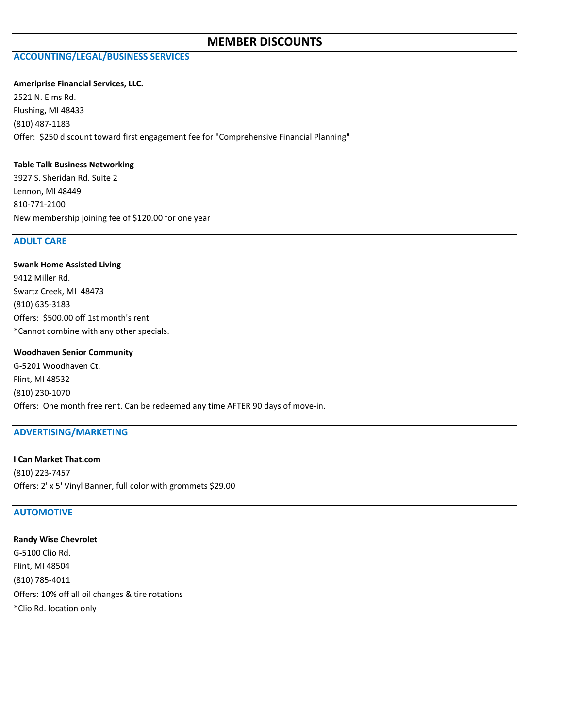# MEMBER DISCOUNTS

## ACCOUNTING/LEGAL/BUSINESS SERVICES

**Ameriprise Financial Services, LLC.**
2521 N. Elms Rd.
Flushing, MI 48433
(810) 487-1183
Offer: $250 discount toward first engagement fee for "Comprehensive Financial Planning"

**Table Talk Business Networking**
3927 S. Sheridan Rd. Suite 2
Lennon, MI 48449
810-771-2100
New membership joining fee of $120.00 for one year

## ADULT CARE

**Swank Home Assisted Living**
9412 Miller Rd.
Swartz Creek, MI 48473
(810) 635-3183
Offers: $500.00 off 1st month's rent
*Cannot combine with any other specials.

**Woodhaven Senior Community**
G-5201 Woodhaven Ct.
Flint, MI 48532
(810) 230-1070
Offers: One month free rent. Can be redeemed any time AFTER 90 days of move-in.

## ADVERTISING/MARKETING

**I Can Market That.com**
(810) 223-7457
Offers: 2' x 5' Vinyl Banner, full color with grommets $29.00

## AUTOMOTIVE

**Randy Wise Chevrolet**
G-5100 Clio Rd.
Flint, MI 48504
(810) 785-4011
Offers: 10% off all oil changes & tire rotations
*Clio Rd. location only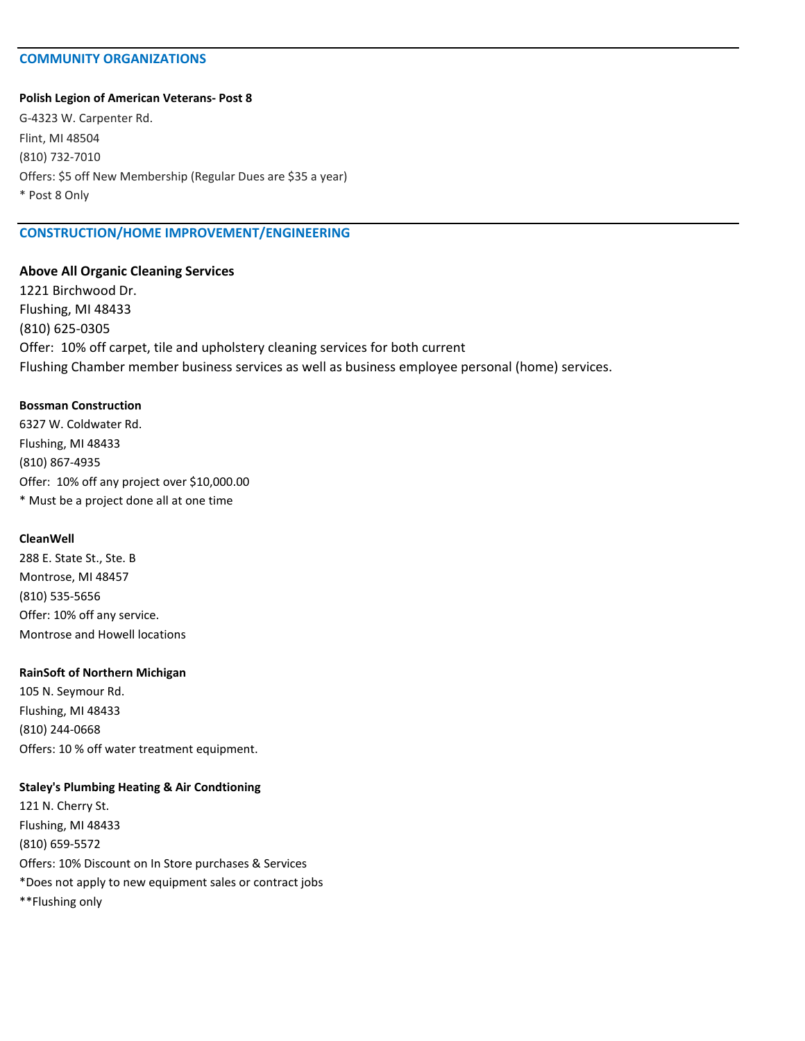## COMMUNITY ORGANIZATIONS

**Polish Legion of American Veterans- Post 8**
G-4323 W. Carpenter Rd.
Flint, MI 48504
(810) 732-7010
Offers: $5 off New Membership (Regular Dues are $35 a year)
* Post 8 Only

## CONSTRUCTION/HOME IMPROVEMENT/ENGINEERING

**Above All Organic Cleaning Services**
1221 Birchwood Dr.
Flushing, MI 48433
(810) 625-0305
Offer: 10% off carpet, tile and upholstery cleaning services for both current Flushing Chamber member business services as well as business employee personal (home) services.

**Bossman Construction**
6327 W. Coldwater Rd.
Flushing, MI 48433
(810) 867-4935
Offer: 10% off any project over $10,000.00
* Must be a project done all at one time

**CleanWell**
288 E. State St., Ste. B
Montrose, MI 48457
(810) 535-5656
Offer: 10% off any service.
Montrose and Howell locations

**RainSoft of Northern Michigan**
105 N. Seymour Rd.
Flushing, MI 48433
(810) 244-0668
Offers: 10 % off water treatment equipment.

**Staley's Plumbing Heating & Air Condtioning**
121 N. Cherry St.
Flushing, MI 48433
(810) 659-5572
Offers: 10% Discount on In Store purchases & Services
*Does not apply to new equipment sales or contract jobs
**Flushing only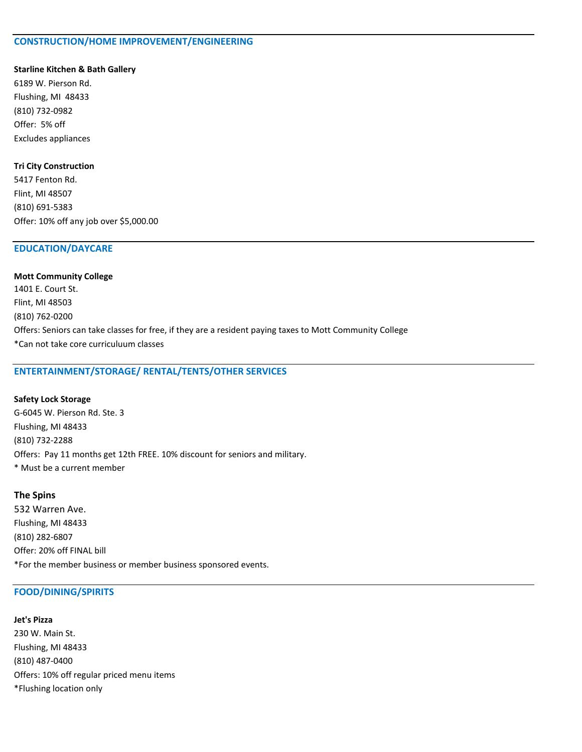## CONSTRUCTION/HOME IMPROVEMENT/ENGINEERING

**Starline Kitchen & Bath Gallery**
6189 W. Pierson Rd.
Flushing, MI 48433
(810) 732-0982
Offer: 5% off
Excludes appliances

**Tri City Construction**
5417 Fenton Rd.
Flint, MI 48507
(810) 691-5383
Offer: 10% off any job over $5,000.00

## EDUCATION/DAYCARE

**Mott Community College**
1401 E. Court St.
Flint, MI 48503
(810) 762-0200
Offers: Seniors can take classes for free, if they are a resident paying taxes to Mott Community College
*Can not take core curriculuum classes

## ENTERTAINMENT/STORAGE/ RENTAL/TENTS/OTHER SERVICES

**Safety Lock Storage**
G-6045 W. Pierson Rd. Ste. 3
Flushing, MI 48433
(810) 732-2288
Offers: Pay 11 months get 12th FREE. 10% discount for seniors and military.
* Must be a current member

**The Spins**
532 Warren Ave.
Flushing, MI 48433
(810) 282-6807
Offer: 20% off FINAL bill
*For the member business or member business sponsored events.

## FOOD/DINING/SPIRITS

**Jet's Pizza**
230 W. Main St.
Flushing, MI 48433
(810) 487-0400
Offers: 10% off regular priced menu items
*Flushing location only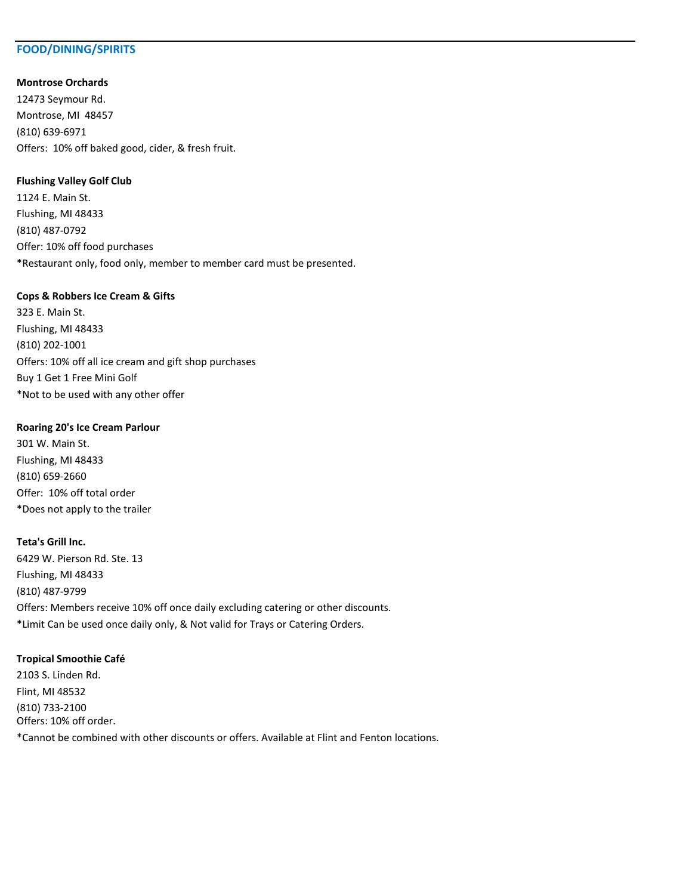## FOOD/DINING/SPIRITS

**Montrose Orchards**
12473 Seymour Rd.
Montrose, MI 48457
(810) 639-6971
Offers: 10% off baked good, cider, & fresh fruit.

**Flushing Valley Golf Club**
1124 E. Main St.
Flushing, MI 48433
(810) 487-0792
Offer: 10% off food purchases
*Restaurant only, food only, member to member card must be presented.

**Cops & Robbers Ice Cream & Gifts**
323 E. Main St.
Flushing, MI 48433
(810) 202-1001
Offers: 10% off all ice cream and gift shop purchases
Buy 1 Get 1 Free Mini Golf
*Not to be used with any other offer

**Roaring 20's Ice Cream Parlour**
301 W. Main St.
Flushing, MI 48433
(810) 659-2660
Offer: 10% off total order
*Does not apply to the trailer

**Teta's Grill Inc.**
6429 W. Pierson Rd. Ste. 13
Flushing, MI 48433
(810) 487-9799
Offers: Members receive 10% off once daily excluding catering or other discounts.
*Limit Can be used once daily only, & Not valid for Trays or Catering Orders.

**Tropical Smoothie Café**
2103 S. Linden Rd.
Flint, MI 48532
(810) 733-2100
Offers: 10% off order.
*Cannot be combined with other discounts or offers. Available at Flint and Fenton locations.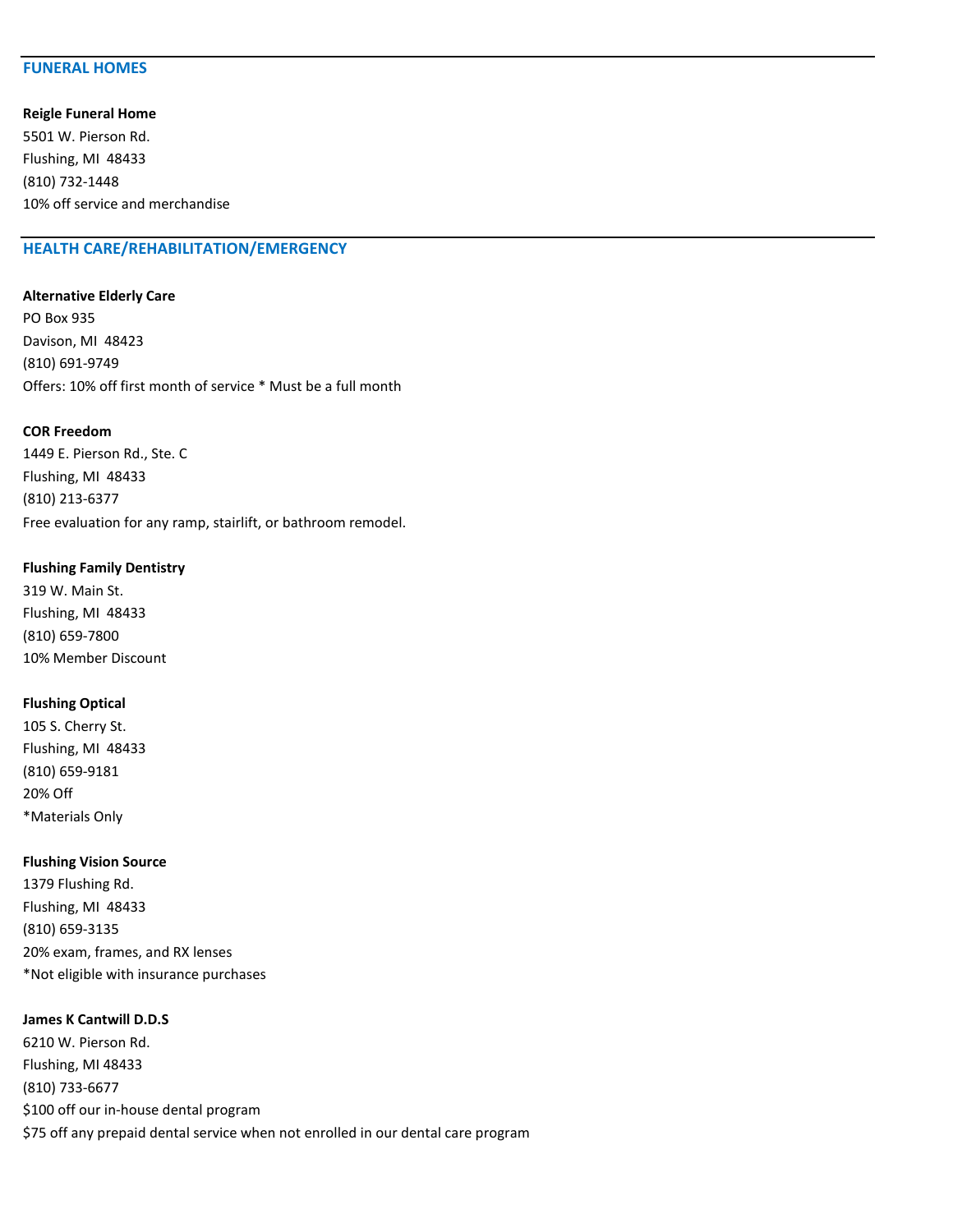## FUNERAL HOMES

**Reigle Funeral Home**
5501 W. Pierson Rd.
Flushing, MI 48433
(810) 732-1448
10% off service and merchandise

## HEALTH CARE/REHABILITATION/EMERGENCY

**Alternative Elderly Care**
PO Box 935
Davison, MI 48423
(810) 691-9749
Offers: 10% off first month of service * Must be a full month

**COR Freedom**
1449 E. Pierson Rd., Ste. C
Flushing, MI 48433
(810) 213-6377
Free evaluation for any ramp, stairlift, or bathroom remodel.

**Flushing Family Dentistry**
319 W. Main St.
Flushing, MI 48433
(810) 659-7800
10% Member Discount

**Flushing Optical**
105 S. Cherry St.
Flushing, MI 48433
(810) 659-9181
20% Off
*Materials Only

**Flushing Vision Source**
1379 Flushing Rd.
Flushing, MI 48433
(810) 659-3135
20% exam, frames, and RX lenses
*Not eligible with insurance purchases

**James K Cantwill D.D.S**
6210 W. Pierson Rd.
Flushing, MI 48433
(810) 733-6677
$100 off our in-house dental program
$75 off any prepaid dental service when not enrolled in our dental care program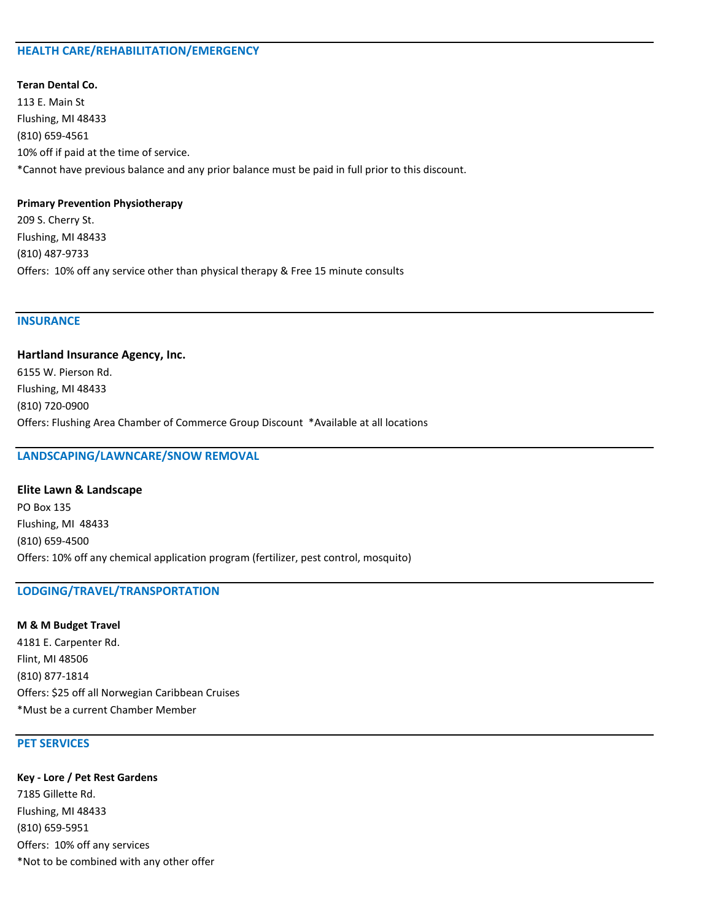## HEALTH CARE/REHABILITATION/EMERGENCY

**Teran Dental Co.**
113 E. Main St
Flushing, MI 48433
(810) 659-4561
10% off if paid at the time of service.
*Cannot have previous balance and any prior balance must be paid in full prior to this discount.

**Primary Prevention Physiotherapy**
209 S. Cherry St.
Flushing, MI 48433
(810) 487-9733
Offers: 10% off any service other than physical therapy & Free 15 minute consults

## INSURANCE

**Hartland Insurance Agency, Inc.**
6155 W. Pierson Rd.
Flushing, MI 48433
(810) 720-0900
Offers: Flushing Area Chamber of Commerce Group Discount *Available at all locations

## LANDSCAPING/LAWNCARE/SNOW REMOVAL

**Elite Lawn & Landscape**
PO Box 135
Flushing, MI 48433
(810) 659-4500
Offers: 10% off any chemical application program (fertilizer, pest control, mosquito)

## LODGING/TRAVEL/TRANSPORTATION

**M & M Budget Travel**
4181 E. Carpenter Rd.
Flint, MI 48506
(810) 877-1814
Offers: $25 off all Norwegian Caribbean Cruises
*Must be a current Chamber Member

## PET SERVICES

**Key - Lore / Pet Rest Gardens**
7185 Gillette Rd.
Flushing, MI 48433
(810) 659-5951
Offers: 10% off any services
*Not to be combined with any other offer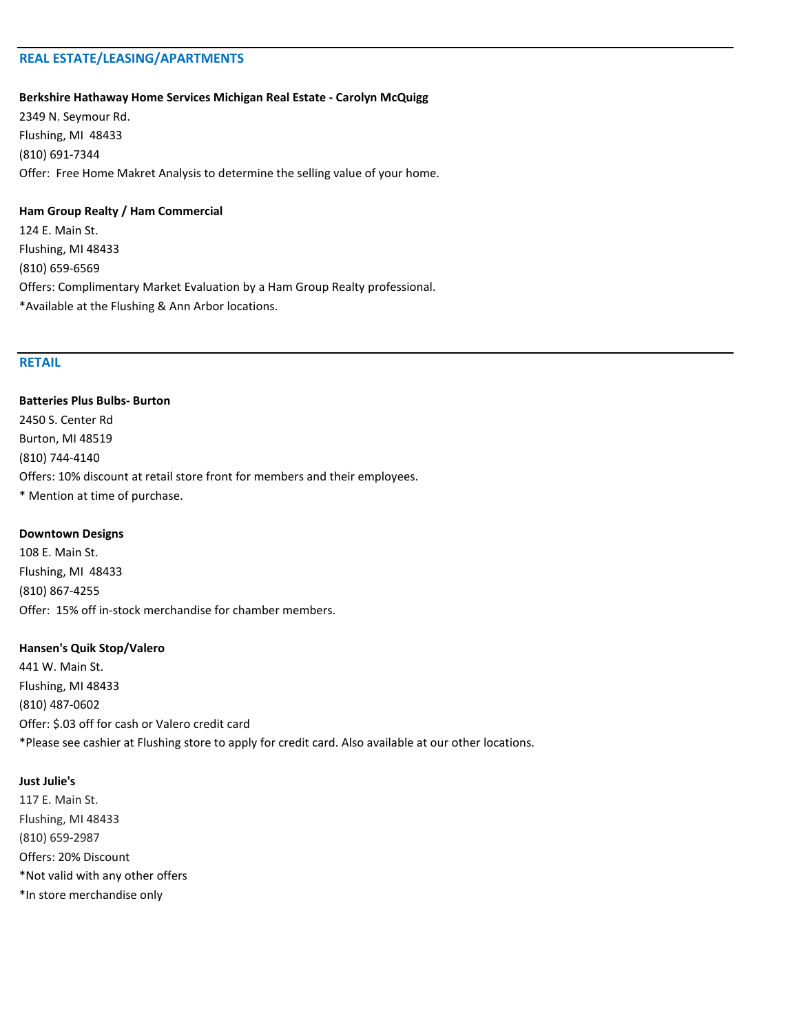## REAL ESTATE/LEASING/APARTMENTS

**Berkshire Hathaway Home Services Michigan Real Estate - Carolyn McQuigg**
2349 N. Seymour Rd.
Flushing, MI 48433
(810) 691-7344
Offer: Free Home Makret Analysis to determine the selling value of your home.

**Ham Group Realty / Ham Commercial**
124 E. Main St.
Flushing, MI 48433
(810) 659-6569
Offers: Complimentary Market Evaluation by a Ham Group Realty professional.
*Available at the Flushing & Ann Arbor locations.

## RETAIL

**Batteries Plus Bulbs- Burton**
2450 S. Center Rd
Burton, MI 48519
(810) 744-4140
Offers: 10% discount at retail store front for members and their employees.
* Mention at time of purchase.

**Downtown Designs**
108 E. Main St.
Flushing, MI 48433
(810) 867-4255
Offer: 15% off in-stock merchandise for chamber members.

**Hansen's Quik Stop/Valero**
441 W. Main St.
Flushing, MI 48433
(810) 487-0602
Offer: $.03 off for cash or Valero credit card
*Please see cashier at Flushing store to apply for credit card. Also available at our other locations.

**Just Julie's**
117 E. Main St.
Flushing, MI 48433
(810) 659-2987
Offers: 20% Discount
*Not valid with any other offers
*In store merchandise only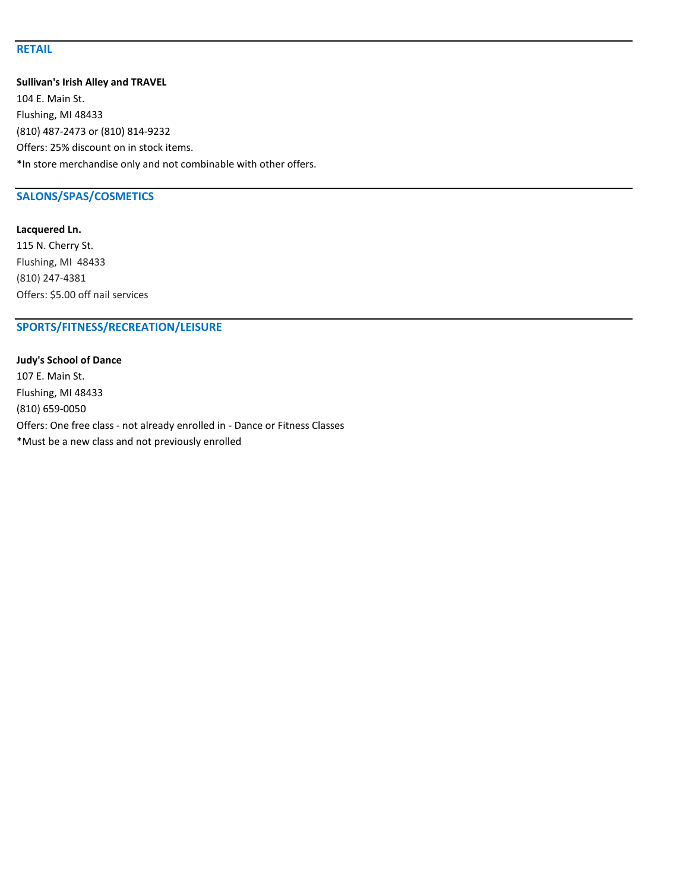## RETAIL

**Sullivan's Irish Alley and TRAVEL**
104 E. Main St.
Flushing, MI 48433
(810) 487-2473 or (810) 814-9232
Offers: 25% discount on in stock items.
*In store merchandise only and not combinable with other offers.

## SALONS/SPAS/COSMETICS

**Lacquered Ln.**
115 N. Cherry St.
Flushing, MI  48433
(810) 247-4381
Offers: $5.00 off nail services

## SPORTS/FITNESS/RECREATION/LEISURE

**Judy's School of Dance**
107 E. Main St.
Flushing, MI 48433
(810) 659-0050
Offers: One free class - not already enrolled in - Dance or Fitness Classes
*Must be a new class and not previously enrolled